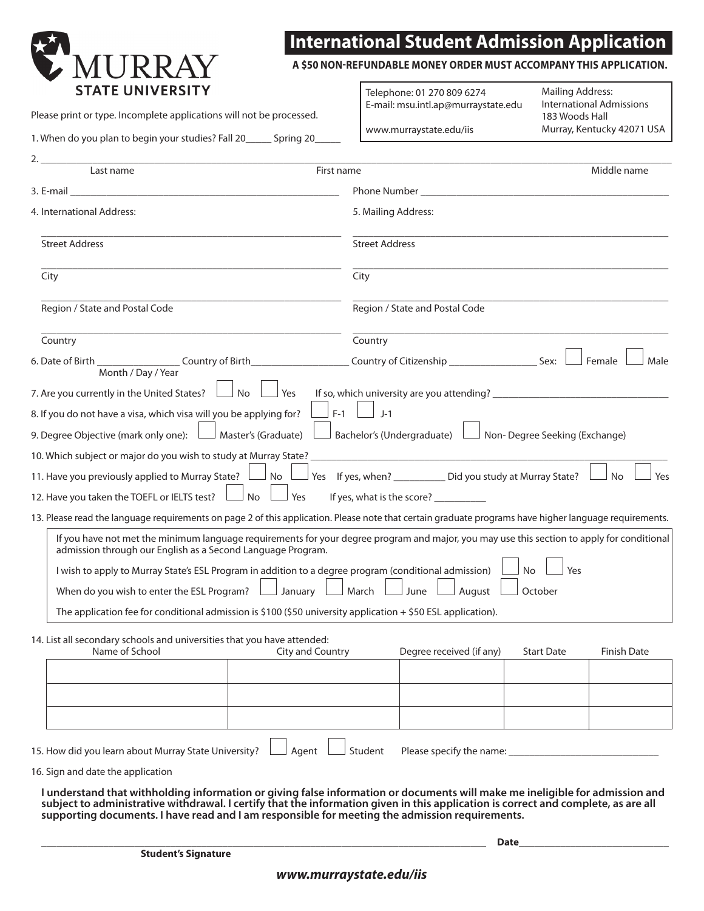MURRAY STATE UNIVERSITY

# International Student Admission Application

**A $50 NON-REFUNDABLE MONEY ORDER MUST ACCOMPANY THIS APPLICATION.**

Telephone: 01 270 809 6274
E-mail: msu.intl.ap@murraystate.edu
www.murraystate.edu/iis

Mailing Address:
International Admissions
183 Woods Hall
Murray, Kentucky 42071 USA

Please print or type. Incomplete applications will not be processed.

1. When do you plan to begin your studies? Fall 20_____ Spring 20_____

2. ______________________________________________________________________
   Last name First name Middle name

3. E-mail ______________________ Phone Number ______________________

4. International Address:
   - ______________________ Street Address
   - ______________________ City
   - ______________________ Region / State and Postal Code
   - ______________________ Country

5. Mailing Address:
   - ______________________ Street Address
   - ______________________ City
   - ______________________ Region / State and Postal Code
   - ______________________ Country

6. Date of Birth ______________ (Month / Day / Year) Country of Birth______________ Country of Citizenship ______________ Sex: ☐ Female ☐ Male

7. Are you currently in the United States? ☐ No ☐ Yes If so, which university are you attending? ______________

8. If you do not have a visa, which visa will you be applying for? ☐ F-1 ☐ J-1

9. Degree Objective (mark only one): ☐ Master's (Graduate) ☐ Bachelor's (Undergraduate) ☐ Non- Degree Seeking (Exchange)

10. Which subject or major do you wish to study at Murray State? ______________

11. Have you previously applied to Murray State? ☐ No ☐ Yes If yes, when? __________ Did you study at Murray State? ☐ No ☐ Yes

12. Have you taken the TOEFL or IELTS test? ☐ No ☐ Yes If yes, what is the score? __________

13. Please read the language requirements on page 2 of this application. Please note that certain graduate programs have higher language requirements.

    If you have not met the minimum language requirements for your degree program and major, you may use this section to apply for conditional admission through our English as a Second Language Program.

    I wish to apply to Murray State's ESL Program in addition to a degree program (conditional admission) ☐ No ☐ Yes

    When do you wish to enter the ESL Program? ☐ January ☐ March ☐ June ☐ August ☐ October

    The application fee for conditional admission is $100 ($50 university application + $50 ESL application).

14. List all secondary schools and universities that you have attended:

| Name of School | City and Country | Degree received (if any) | Start Date | Finish Date |
|---|---|---|---|---|
| | | | | |
| | | | | |
| | | | | |

15. How did you learn about Murray State University? ☐ Agent ☐ Student Please specify the name: ______________

16. Sign and date the application

**I understand that withholding information or giving false information or documents will make me ineligible for admission and subject to administrative withdrawal. I certify that the information given in this application is correct and complete, as are all supporting documents. I have read and I am responsible for meeting the admission requirements.**

______________________________________ **Date**______________

**Student's Signature**

***www.murraystate.edu/iis***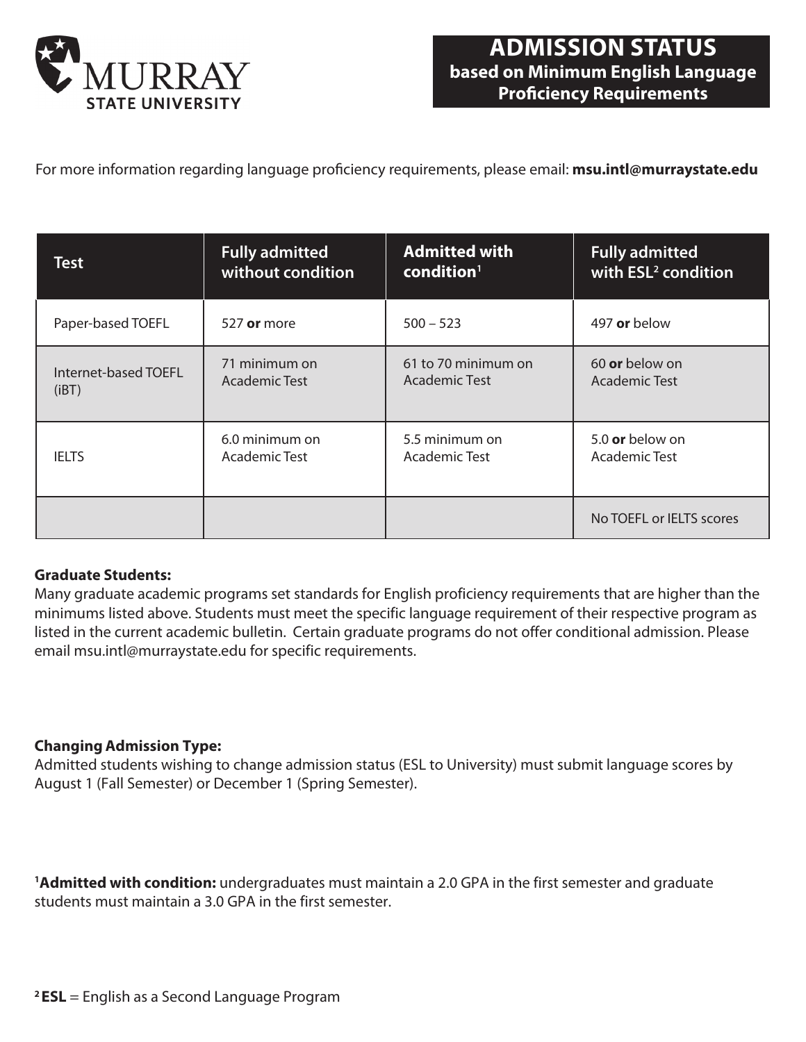MURRAY STATE UNIVERSITY

# ADMISSION STATUS
## based on Minimum English Language Proficiency Requirements

For more information regarding language proficiency requirements, please email: **msu.intl@murraystate.edu**

| Test | Fully admitted without condition | Admitted with condition[1] | Fully admitted with ESL[2] condition |
|---|---|---|---|
| Paper-based TOEFL | 527 **or** more | 500 – 523 | 497 **or** below |
| Internet-based TOEFL (iBT) | 71 minimum on Academic Test | 61 to 70 minimum on Academic Test | 60 **or** below on Academic Test |
| IELTS | 6.0 minimum on Academic Test | 5.5 minimum on Academic Test | 5.0 **or** below on Academic Test |
| | | | No TOEFL or IELTS scores |

**Graduate Students:**
Many graduate academic programs set standards for English proficiency requirements that are higher than the minimums listed above. Students must meet the specific language requirement of their respective program as listed in the current academic bulletin. Certain graduate programs do not offer conditional admission. Please email msu.intl@murraystate.edu for specific requirements.

**Changing Admission Type:**
Admitted students wishing to change admission status (ESL to University) must submit language scores by August 1 (Fall Semester) or December 1 (Spring Semester).

[1]**Admitted with condition:** undergraduates must maintain a 2.0 GPA in the first semester and graduate students must maintain a 3.0 GPA in the first semester.

[2]**ESL** = English as a Second Language Program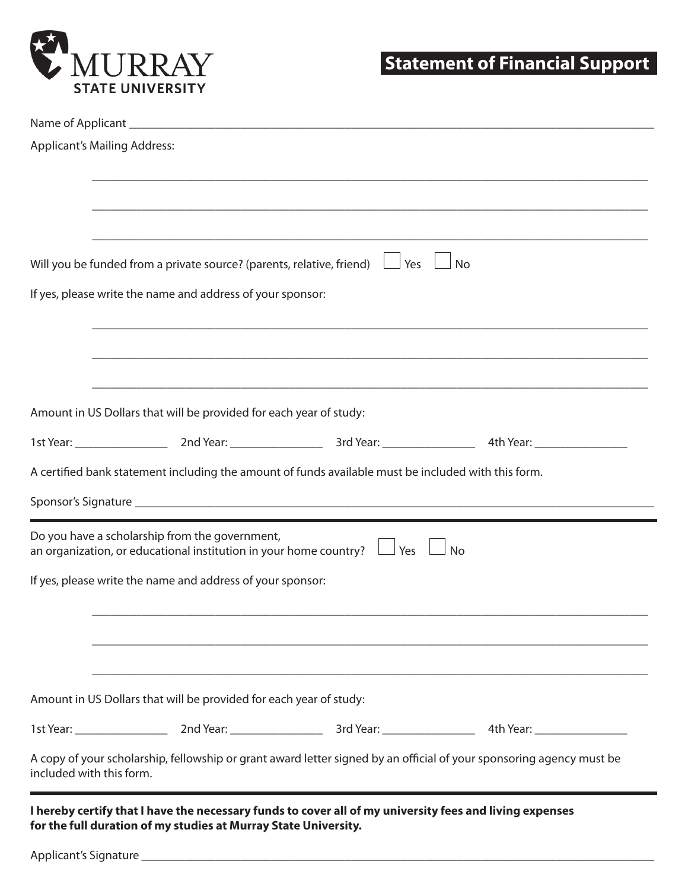MURRAY STATE UNIVERSITY

# Statement of Financial Support

Name of Applicant ______________________________________________

Applicant's Mailing Address:

______________________________________________

______________________________________________

______________________________________________

Will you be funded from a private source? (parents, relative, friend) ☐ Yes ☐ No

If yes, please write the name and address of your sponsor:

______________________________________________

______________________________________________

______________________________________________

Amount in US Dollars that will be provided for each year of study:

1st Year: ____________ 2nd Year: ____________ 3rd Year: ____________ 4th Year: ____________

A certified bank statement including the amount of funds available must be included with this form.

Sponsor's Signature ______________________________________________

---

Do you have a scholarship from the government, an organization, or educational institution in your home country? ☐ Yes ☐ No

If yes, please write the name and address of your sponsor:

______________________________________________

______________________________________________

______________________________________________

Amount in US Dollars that will be provided for each year of study:

1st Year: ____________ 2nd Year: ____________ 3rd Year: ____________ 4th Year: ____________

A copy of your scholarship, fellowship or grant award letter signed by an official of your sponsoring agency must be included with this form.

---

**I hereby certify that I have the necessary funds to cover all of my university fees and living expenses for the full duration of my studies at Murray State University.**

Applicant's Signature ______________________________________________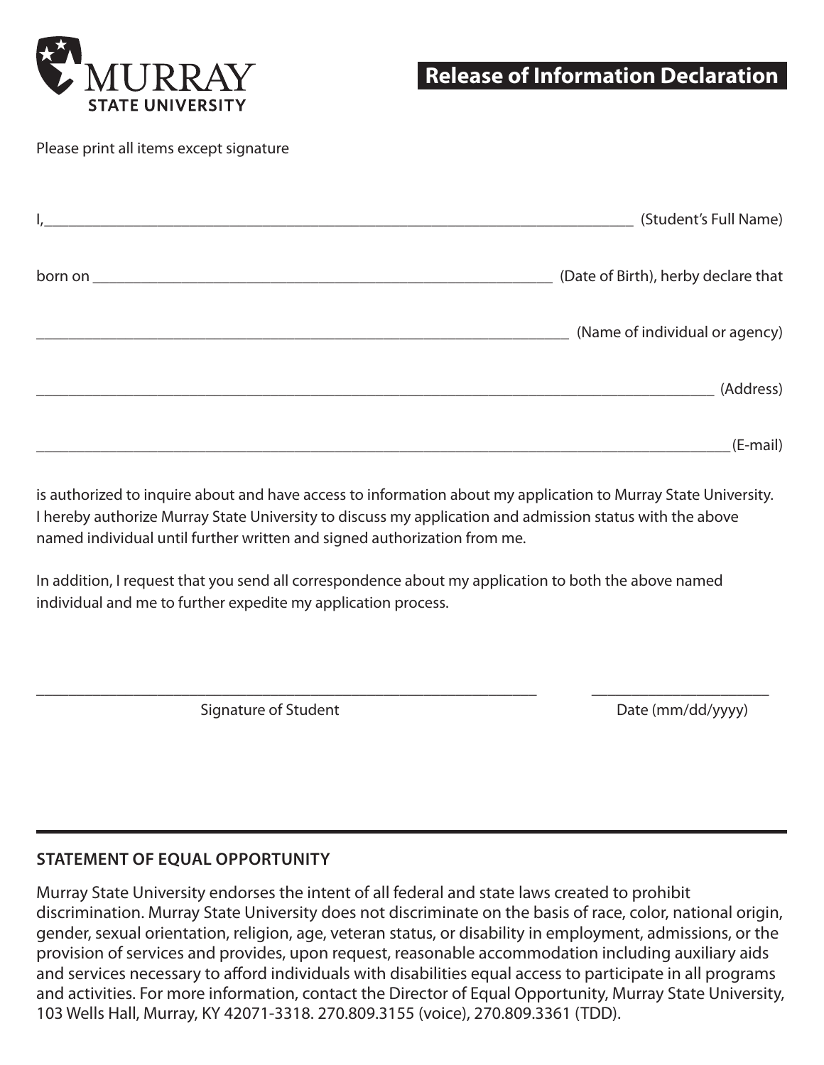MURRAY STATE UNIVERSITY

# Release of Information Declaration

Please print all items except signature

I,_______________________________________________________________________________ (Student's Full Name)

born on ____________________________________________________________ (Date of Birth), herby declare that

______________________________________________________________________ (Name of individual or agency)

_________________________________________________________________________________ (Address)

___________________________________________________________________________________(E-mail)

is authorized to inquire about and have access to information about my application to Murray State University. I hereby authorize Murray State University to discuss my application and admission status with the above named individual until further written and signed authorization from me.

In addition, I request that you send all correspondence about my application to both the above named individual and me to further expedite my application process.

_________________________________________________________________ ______________________

Signature of Student Date (mm/dd/yyyy)

---

**STATEMENT OF EQUAL OPPORTUNITY**

Murray State University endorses the intent of all federal and state laws created to prohibit discrimination. Murray State University does not discriminate on the basis of race, color, national origin, gender, sexual orientation, religion, age, veteran status, or disability in employment, admissions, or the provision of services and provides, upon request, reasonable accommodation including auxiliary aids and services necessary to afford individuals with disabilities equal access to participate in all programs and activities. For more information, contact the Director of Equal Opportunity, Murray State University, 103 Wells Hall, Murray, KY 42071-3318. 270.809.3155 (voice), 270.809.3361 (TDD).